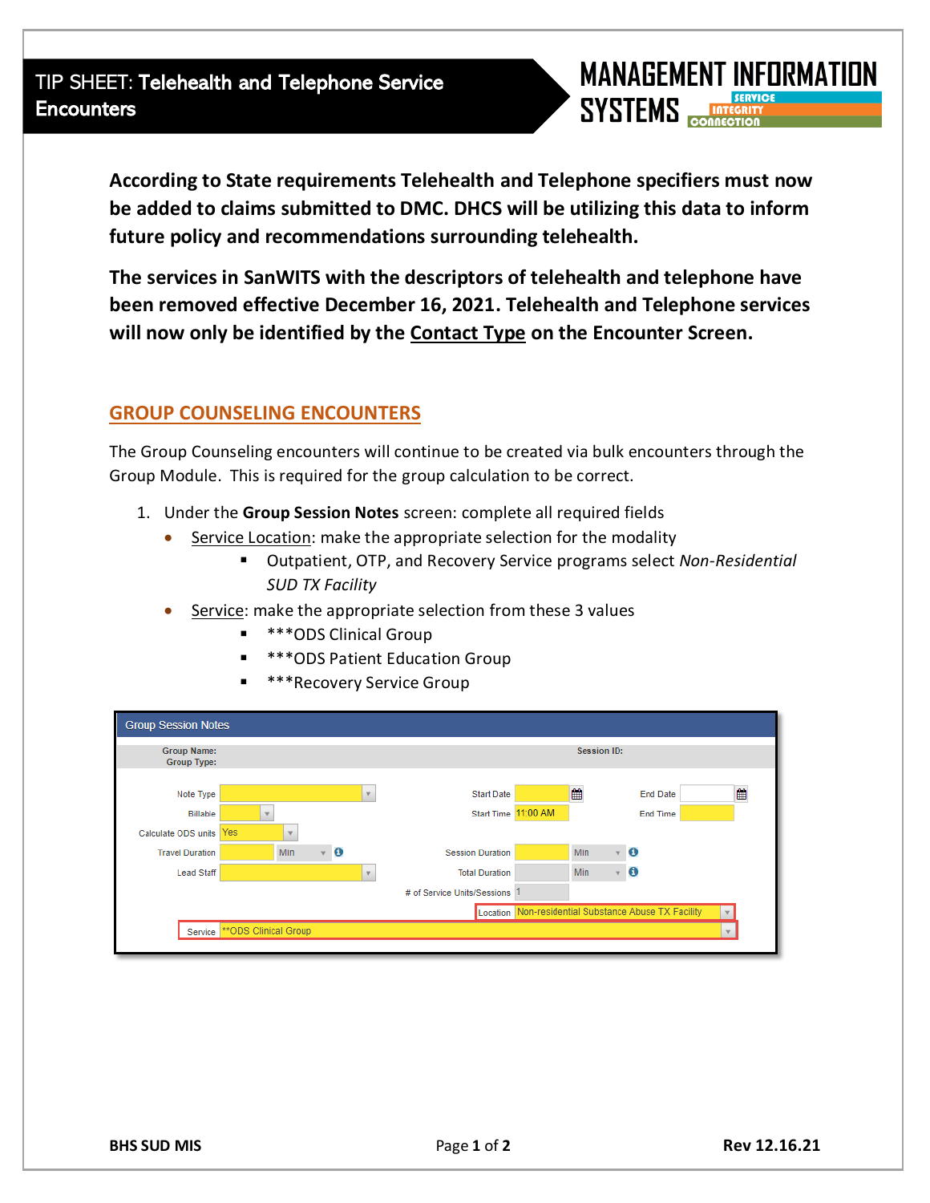# TIP SHEET: Telehealth and Telephone Service Encounters

MANAGEMENT INFORMATION SYSTEMS

SERVICE INTEGRITY CONNECTION

**According to State requirements Telehealth and Telephone specifiers must now be added to claims submitted to DMC. DHCS will be utilizing this data to inform future policy and recommendations surrounding telehealth.**

**The services in SanWITS with the descriptors of telehealth and telephone have been removed effective December 16, 2021. Telehealth and Telephone services will now only be identified by the Contact Type on the Encounter Screen.**

## GROUP COUNSELING ENCOUNTERS

The Group Counseling encounters will continue to be created via bulk encounters through the Group Module. This is required for the group calculation to be correct.

1. Under the **Group Session Notes** screen: complete all required fields
   - Service Location: make the appropriate selection for the modality
     - Outpatient, OTP, and Recovery Service programs select *Non-Residential SUD TX Facility*
   - Service: make the appropriate selection from these 3 values
     - ***ODS Clinical Group
     - ***ODS Patient Education Group
     - ***Recovery Service Group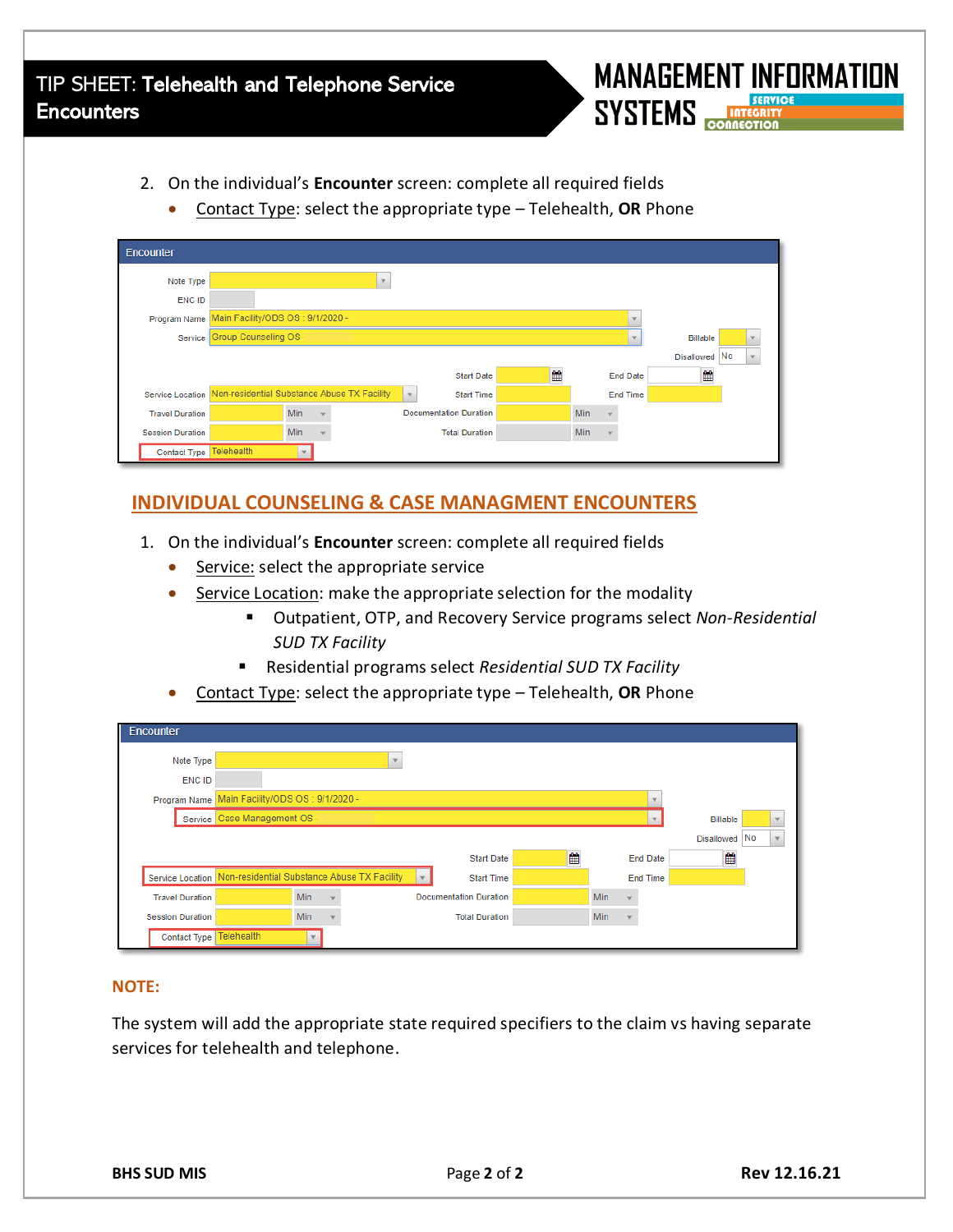2. On the individual's **Encounter** screen: complete all required fields
   - Contact Type: select the appropriate type – Telehealth, **OR** Phone

Encounter

Note Type

ENC ID

Program Name Main Facility/ODS OS : 9/1/2020 -

Service Group Counseling OS

Billable

Disallowed No

Start Date

End Date

Service Location Non-residential Substance Abuse TX Facility

Start Time

End Time

Travel Duration Min

Documentation Duration Min

Session Duration Min

Total Duration Min

Contact Type Telehealth

## INDIVIDUAL COUNSELING & CASE MANAGMENT ENCOUNTERS

1. On the individual's **Encounter** screen: complete all required fields
   - Service: select the appropriate service
   - Service Location: make the appropriate selection for the modality
     - Outpatient, OTP, and Recovery Service programs select *Non-Residential SUD TX Facility*
     - Residential programs select *Residential SUD TX Facility*
   - Contact Type: select the appropriate type – Telehealth, **OR** Phone

Encounter

Note Type

ENC ID

Program Name Main Facility/ODS OS : 9/1/2020 -

Service Case Management OS

Billable

Disallowed No

Start Date

End Date

Service Location Non-residential Substance Abuse TX Facility

Start Time

End Time

Travel Duration Min

Documentation Duration Min

Session Duration Min

Total Duration Min

Contact Type Telehealth

**NOTE:**

The system will add the appropriate state required specifiers to the claim vs having separate services for telehealth and telephone.